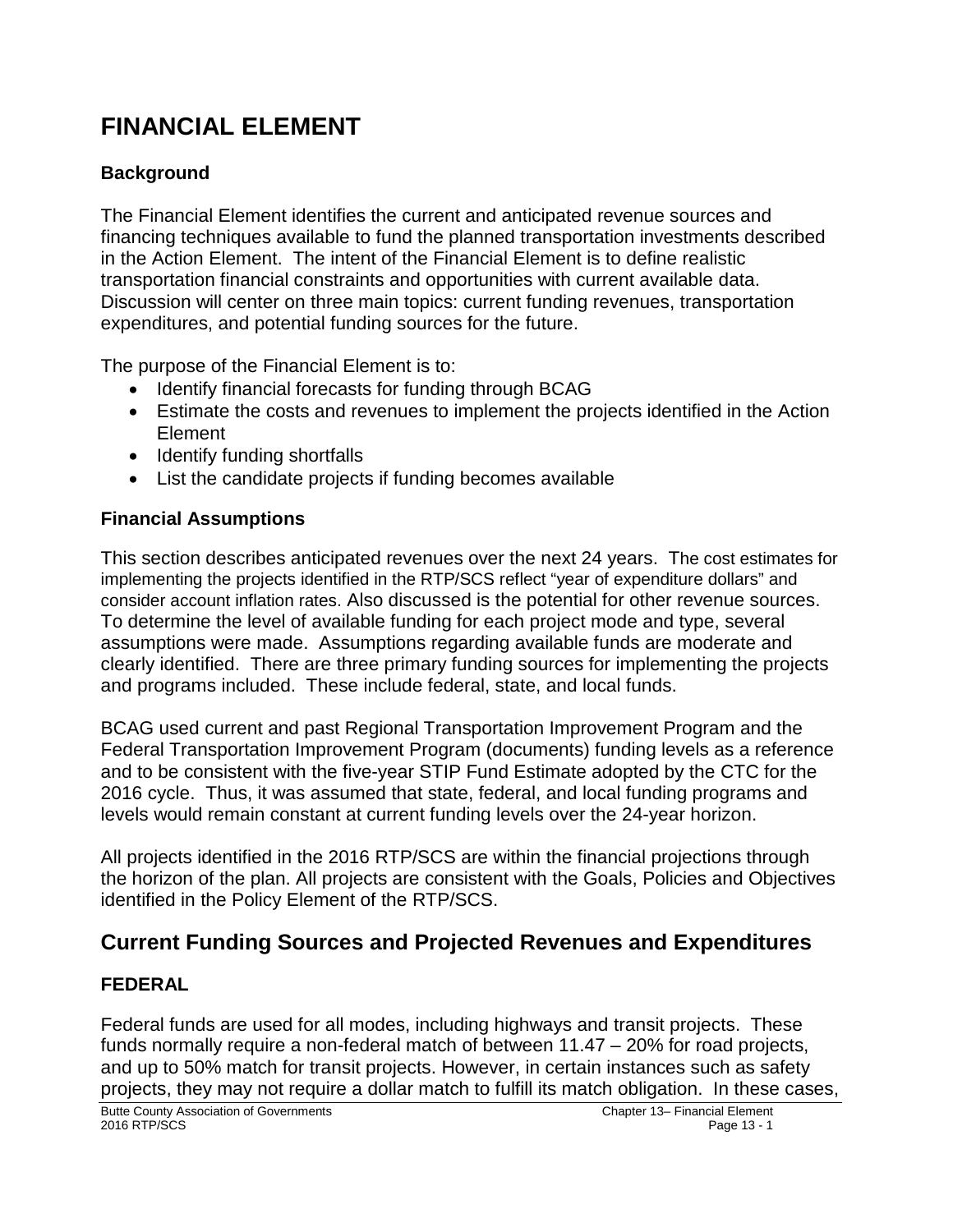# FINANCIAL ELEMENT

### Background

The Financial Element identifies the current and anticipated revenue sources and financing techniques available to fund the planned transportation investments described in the Action Element. The intent of the Financial Element is to define realistic transportation financial constraints and opportunities with current available data. Discussion will center on three main topics: current funding revenues, transportation expenditures, and potential funding sources for the future.

The purpose of the Financial Element is to:

- Identify financial forecasts for funding through BCAG
- Estimate the costs and revenues to implement the projects identified in the Action Element
- Identify funding shortfalls
- List the candidate projects if funding becomes available

### Financial Assumptions

This section describes anticipated revenues over the next 24 years. The cost estimates for implementing the projects identified in the RTP/SCS reflect "year of expenditure dollars" and consider account inflation rates. Also discussed is the potential for other revenue sources. To determine the level of available funding for each project mode and type, several assumptions were made. Assumptions regarding available funds are moderate and clearly identified. There are three primary funding sources for implementing the projects and programs included. These include federal, state, and local funds.

BCAG used current and past Regional Transportation Improvement Program and the Federal Transportation Improvement Program (documents) funding levels as a reference and to be consistent with the five-year STIP Fund Estimate adopted by the CTC for the 2016 cycle. Thus, it was assumed that state, federal, and local funding programs and levels would remain constant at current funding levels over the 24-year horizon.

All projects identified in the 2016 RTP/SCS are within the financial projections through the horizon of the plan. All projects are consistent with the Goals, Policies and Objectives identified in the Policy Element of the RTP/SCS.

## Current Funding Sources and Projected Revenues and Expenditures

### FEDERAL

Federal funds are used for all modes, including highways and transit projects. These funds normally require a non-federal match of between 11.47 – 20% for road projects, and up to 50% match for transit projects. However, in certain instances such as safety projects, they may not require a dollar match to fulfill its match obligation. In these cases,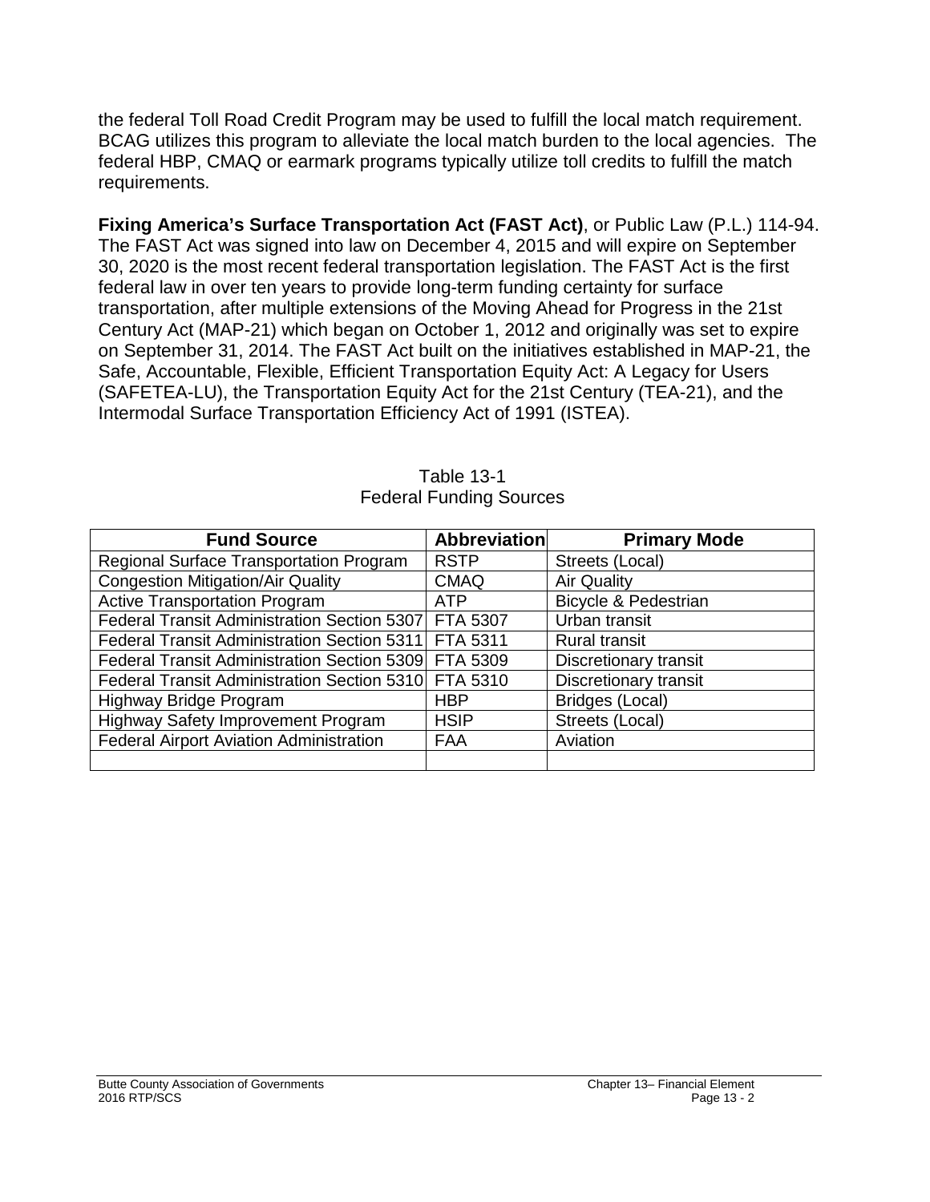the federal Toll Road Credit Program may be used to fulfill the local match requirement. BCAG utilizes this program to alleviate the local match burden to the local agencies. The federal HBP, CMAQ or earmark programs typically utilize toll credits to fulfill the match requirements.

**Fixing America's Surface Transportation Act (FAST Act)**, or Public Law (P.L.) 114-94. The FAST Act was signed into law on December 4, 2015 and will expire on September 30, 2020 is the most recent federal transportation legislation. The FAST Act is the first federal law in over ten years to provide long-term funding certainty for surface transportation, after multiple extensions of the Moving Ahead for Progress in the 21st Century Act (MAP-21) which began on October 1, 2012 and originally was set to expire on September 31, 2014. The FAST Act built on the initiatives established in MAP-21, the Safe, Accountable, Flexible, Efficient Transportation Equity Act: A Legacy for Users (SAFETEA-LU), the Transportation Equity Act for the 21st Century (TEA-21), and the Intermodal Surface Transportation Efficiency Act of 1991 (ISTEA).

Table 13-1
Federal Funding Sources

| Fund Source | Abbreviation | Primary Mode |
|---|---|---|
| Regional Surface Transportation Program | RSTP | Streets (Local) |
| Congestion Mitigation/Air Quality | CMAQ | Air Quality |
| Active Transportation Program | ATP | Bicycle & Pedestrian |
| Federal Transit Administration Section 5307 | FTA 5307 | Urban transit |
| Federal Transit Administration Section 5311 | FTA 5311 | Rural transit |
| Federal Transit Administration Section 5309 | FTA 5309 | Discretionary transit |
| Federal Transit Administration Section 5310 | FTA 5310 | Discretionary transit |
| Highway Bridge Program | HBP | Bridges (Local) |
| Highway Safety Improvement Program | HSIP | Streets (Local) |
| Federal Airport Aviation Administration | FAA | Aviation |
| | | |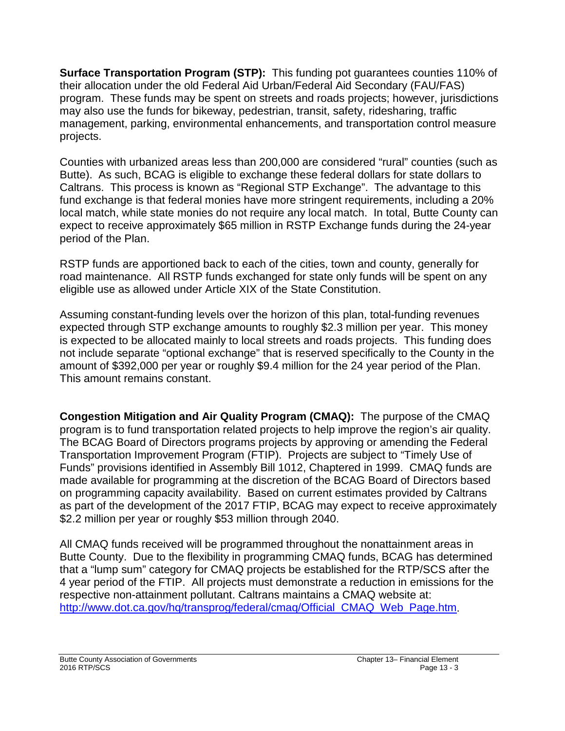**Surface Transportation Program (STP):** This funding pot guarantees counties 110% of their allocation under the old Federal Aid Urban/Federal Aid Secondary (FAU/FAS) program. These funds may be spent on streets and roads projects; however, jurisdictions may also use the funds for bikeway, pedestrian, transit, safety, ridesharing, traffic management, parking, environmental enhancements, and transportation control measure projects.

Counties with urbanized areas less than 200,000 are considered "rural" counties (such as Butte). As such, BCAG is eligible to exchange these federal dollars for state dollars to Caltrans. This process is known as "Regional STP Exchange". The advantage to this fund exchange is that federal monies have more stringent requirements, including a 20% local match, while state monies do not require any local match. In total, Butte County can expect to receive approximately $65 million in RSTP Exchange funds during the 24-year period of the Plan.

RSTP funds are apportioned back to each of the cities, town and county, generally for road maintenance. All RSTP funds exchanged for state only funds will be spent on any eligible use as allowed under Article XIX of the State Constitution.

Assuming constant-funding levels over the horizon of this plan, total-funding revenues expected through STP exchange amounts to roughly $2.3 million per year. This money is expected to be allocated mainly to local streets and roads projects. This funding does not include separate "optional exchange" that is reserved specifically to the County in the amount of $392,000 per year or roughly $9.4 million for the 24 year period of the Plan. This amount remains constant.

**Congestion Mitigation and Air Quality Program (CMAQ):** The purpose of the CMAQ program is to fund transportation related projects to help improve the region's air quality. The BCAG Board of Directors programs projects by approving or amending the Federal Transportation Improvement Program (FTIP). Projects are subject to "Timely Use of Funds" provisions identified in Assembly Bill 1012, Chaptered in 1999. CMAQ funds are made available for programming at the discretion of the BCAG Board of Directors based on programming capacity availability. Based on current estimates provided by Caltrans as part of the development of the 2017 FTIP, BCAG may expect to receive approximately $2.2 million per year or roughly $53 million through 2040.

All CMAQ funds received will be programmed throughout the nonattainment areas in Butte County. Due to the flexibility in programming CMAQ funds, BCAG has determined that a "lump sum" category for CMAQ projects be established for the RTP/SCS after the 4 year period of the FTIP. All projects must demonstrate a reduction in emissions for the respective non-attainment pollutant. Caltrans maintains a CMAQ website at: [http://www.dot.ca.gov/hq/transprog/federal/cmaq/Official_CMAQ_Web_Page.htm](http://www.dot.ca.gov/hq/transprog/federal/cmaq/Official_CMAQ_Web_Page.htm).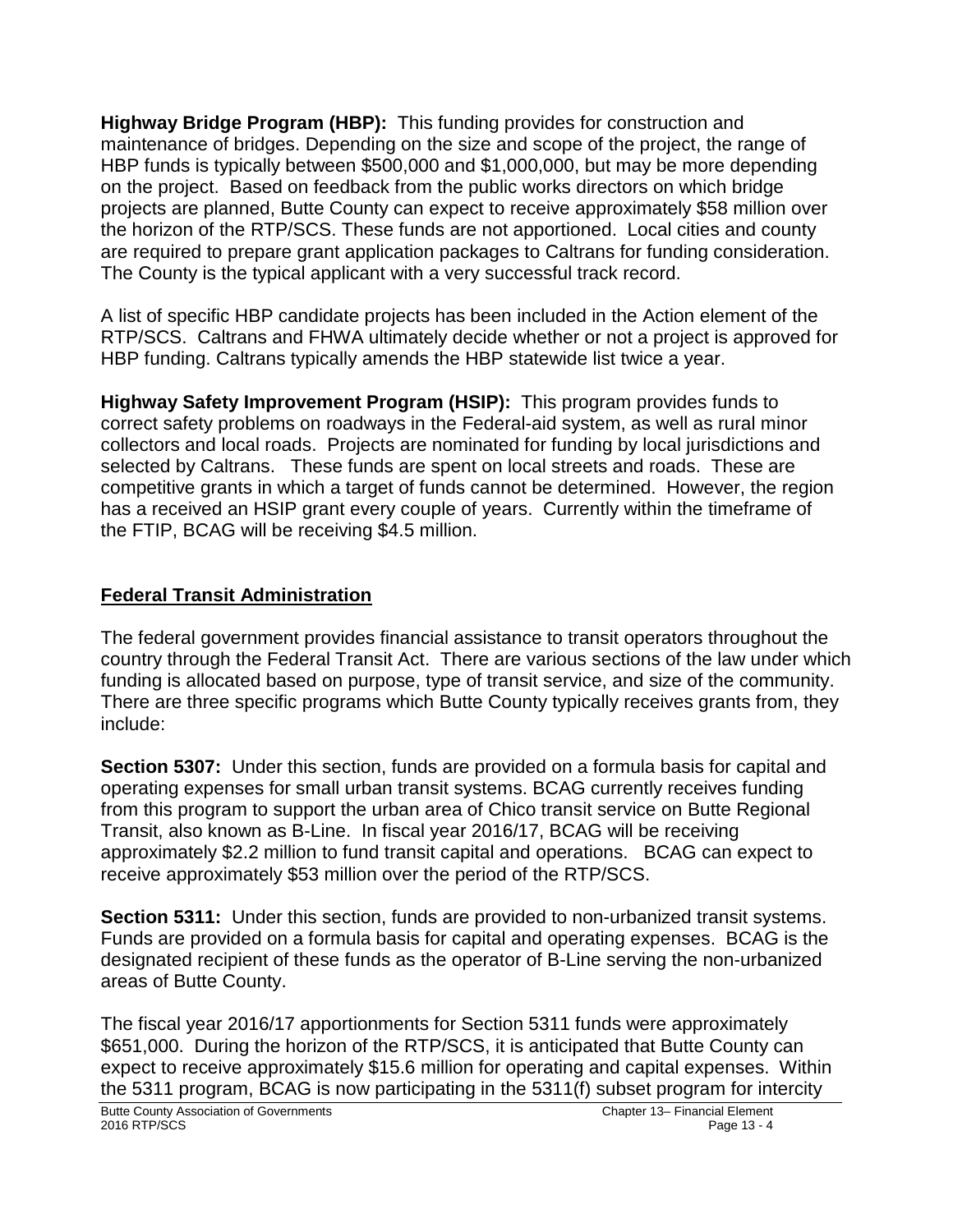**Highway Bridge Program (HBP):** This funding provides for construction and maintenance of bridges. Depending on the size and scope of the project, the range of HBP funds is typically between $500,000 and $1,000,000, but may be more depending on the project. Based on feedback from the public works directors on which bridge projects are planned, Butte County can expect to receive approximately $58 million over the horizon of the RTP/SCS. These funds are not apportioned. Local cities and county are required to prepare grant application packages to Caltrans for funding consideration. The County is the typical applicant with a very successful track record.

A list of specific HBP candidate projects has been included in the Action element of the RTP/SCS. Caltrans and FHWA ultimately decide whether or not a project is approved for HBP funding. Caltrans typically amends the HBP statewide list twice a year.

**Highway Safety Improvement Program (HSIP):** This program provides funds to correct safety problems on roadways in the Federal-aid system, as well as rural minor collectors and local roads. Projects are nominated for funding by local jurisdictions and selected by Caltrans. These funds are spent on local streets and roads. These are competitive grants in which a target of funds cannot be determined. However, the region has a received an HSIP grant every couple of years. Currently within the timeframe of the FTIP, BCAG will be receiving $4.5 million.

## Federal Transit Administration

The federal government provides financial assistance to transit operators throughout the country through the Federal Transit Act. There are various sections of the law under which funding is allocated based on purpose, type of transit service, and size of the community. There are three specific programs which Butte County typically receives grants from, they include:

**Section 5307:** Under this section, funds are provided on a formula basis for capital and operating expenses for small urban transit systems. BCAG currently receives funding from this program to support the urban area of Chico transit service on Butte Regional Transit, also known as B-Line. In fiscal year 2016/17, BCAG will be receiving approximately $2.2 million to fund transit capital and operations. BCAG can expect to receive approximately $53 million over the period of the RTP/SCS.

**Section 5311:** Under this section, funds are provided to non-urbanized transit systems. Funds are provided on a formula basis for capital and operating expenses. BCAG is the designated recipient of these funds as the operator of B-Line serving the non-urbanized areas of Butte County.

The fiscal year 2016/17 apportionments for Section 5311 funds were approximately $651,000. During the horizon of the RTP/SCS, it is anticipated that Butte County can expect to receive approximately $15.6 million for operating and capital expenses. Within the 5311 program, BCAG is now participating in the 5311(f) subset program for intercity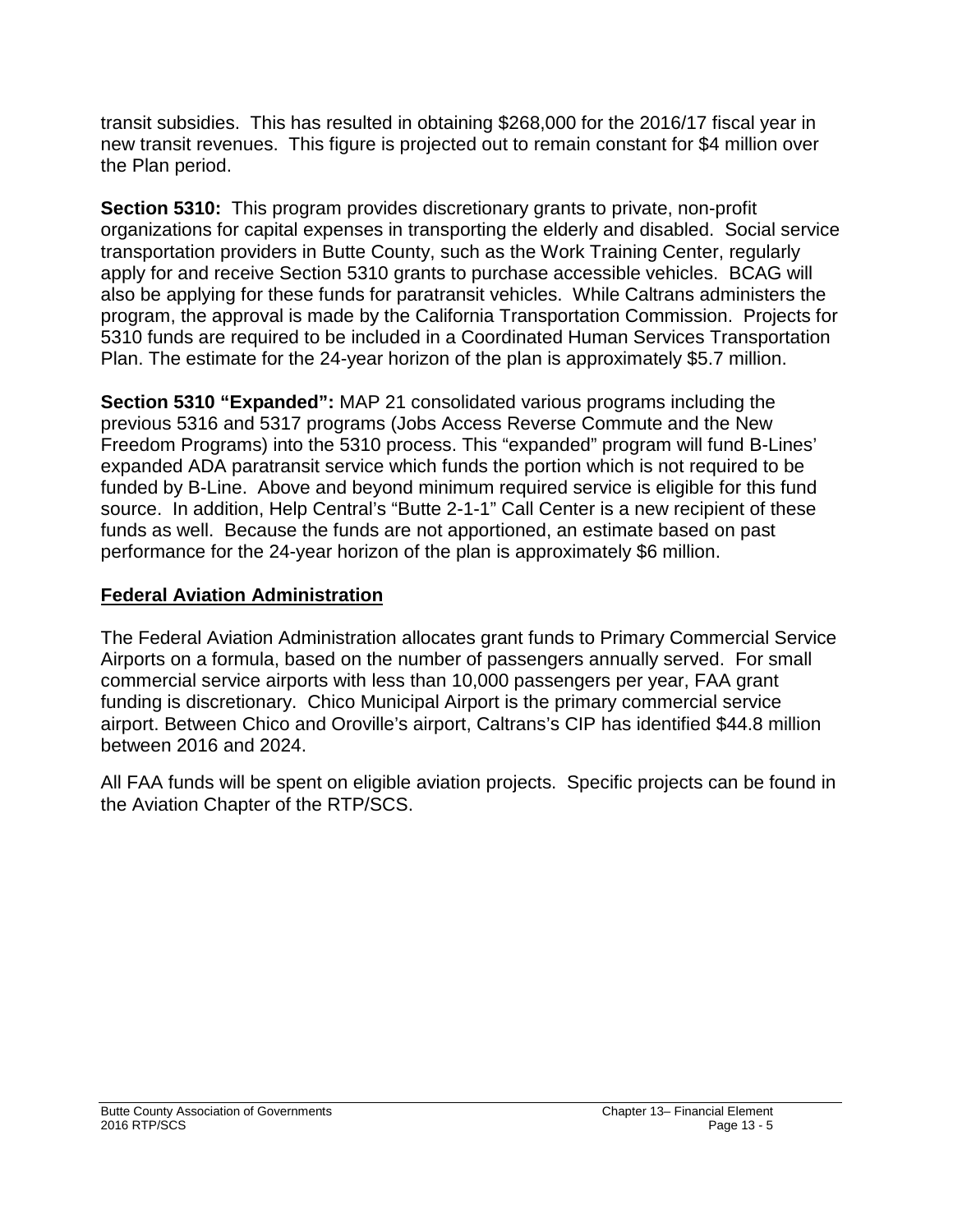transit subsidies. This has resulted in obtaining $268,000 for the 2016/17 fiscal year in new transit revenues. This figure is projected out to remain constant for $4 million over the Plan period.

**Section 5310:** This program provides discretionary grants to private, non-profit organizations for capital expenses in transporting the elderly and disabled. Social service transportation providers in Butte County, such as the Work Training Center, regularly apply for and receive Section 5310 grants to purchase accessible vehicles. BCAG will also be applying for these funds for paratransit vehicles. While Caltrans administers the program, the approval is made by the California Transportation Commission. Projects for 5310 funds are required to be included in a Coordinated Human Services Transportation Plan. The estimate for the 24-year horizon of the plan is approximately $5.7 million.

**Section 5310 "Expanded":** MAP 21 consolidated various programs including the previous 5316 and 5317 programs (Jobs Access Reverse Commute and the New Freedom Programs) into the 5310 process. This "expanded" program will fund B-Lines' expanded ADA paratransit service which funds the portion which is not required to be funded by B-Line. Above and beyond minimum required service is eligible for this fund source. In addition, Help Central's "Butte 2-1-1" Call Center is a new recipient of these funds as well. Because the funds are not apportioned, an estimate based on past performance for the 24-year horizon of the plan is approximately $6 million.

## Federal Aviation Administration

The Federal Aviation Administration allocates grant funds to Primary Commercial Service Airports on a formula, based on the number of passengers annually served. For small commercial service airports with less than 10,000 passengers per year, FAA grant funding is discretionary. Chico Municipal Airport is the primary commercial service airport. Between Chico and Oroville's airport, Caltrans's CIP has identified $44.8 million between 2016 and 2024.

All FAA funds will be spent on eligible aviation projects. Specific projects can be found in the Aviation Chapter of the RTP/SCS.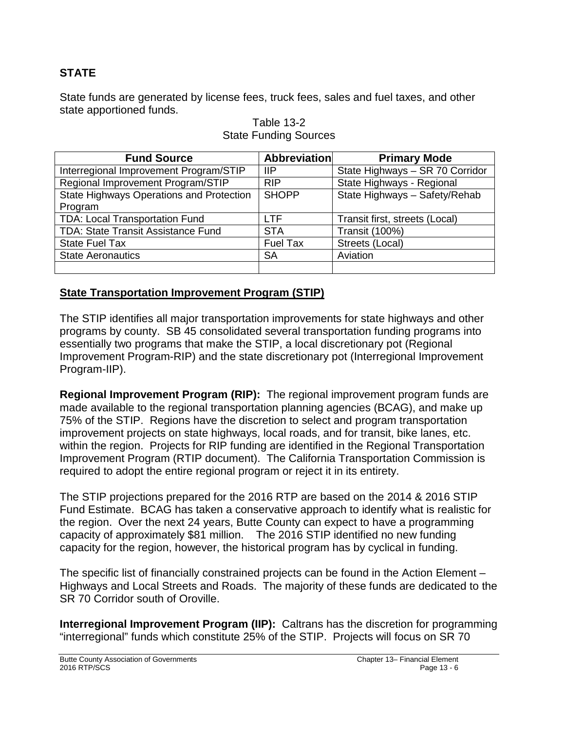## STATE

State funds are generated by license fees, truck fees, sales and fuel taxes, and other state apportioned funds.

Table 13-2
State Funding Sources

| Fund Source | Abbreviation | Primary Mode |
|---|---|---|
| Interregional Improvement Program/STIP | IIP | State Highways – SR 70 Corridor |
| Regional Improvement Program/STIP | RIP | State Highways - Regional |
| State Highways Operations and Protection Program | SHOPP | State Highways – Safety/Rehab |
| TDA: Local Transportation Fund | LTF | Transit first, streets (Local) |
| TDA: State Transit Assistance Fund | STA | Transit (100%) |
| State Fuel Tax | Fuel Tax | Streets (Local) |
| State Aeronautics | SA | Aviation |
| | | |

### State Transportation Improvement Program (STIP)

The STIP identifies all major transportation improvements for state highways and other programs by county. SB 45 consolidated several transportation funding programs into essentially two programs that make the STIP, a local discretionary pot (Regional Improvement Program-RIP) and the state discretionary pot (Interregional Improvement Program-IIP).

**Regional Improvement Program (RIP):** The regional improvement program funds are made available to the regional transportation planning agencies (BCAG), and make up 75% of the STIP. Regions have the discretion to select and program transportation improvement projects on state highways, local roads, and for transit, bike lanes, etc. within the region. Projects for RIP funding are identified in the Regional Transportation Improvement Program (RTIP document). The California Transportation Commission is required to adopt the entire regional program or reject it in its entirety.

The STIP projections prepared for the 2016 RTP are based on the 2014 & 2016 STIP Fund Estimate. BCAG has taken a conservative approach to identify what is realistic for the region. Over the next 24 years, Butte County can expect to have a programming capacity of approximately $81 million. The 2016 STIP identified no new funding capacity for the region, however, the historical program has by cyclical in funding.

The specific list of financially constrained projects can be found in the Action Element – Highways and Local Streets and Roads. The majority of these funds are dedicated to the SR 70 Corridor south of Oroville.

**Interregional Improvement Program (IIP):** Caltrans has the discretion for programming "interregional" funds which constitute 25% of the STIP. Projects will focus on SR 70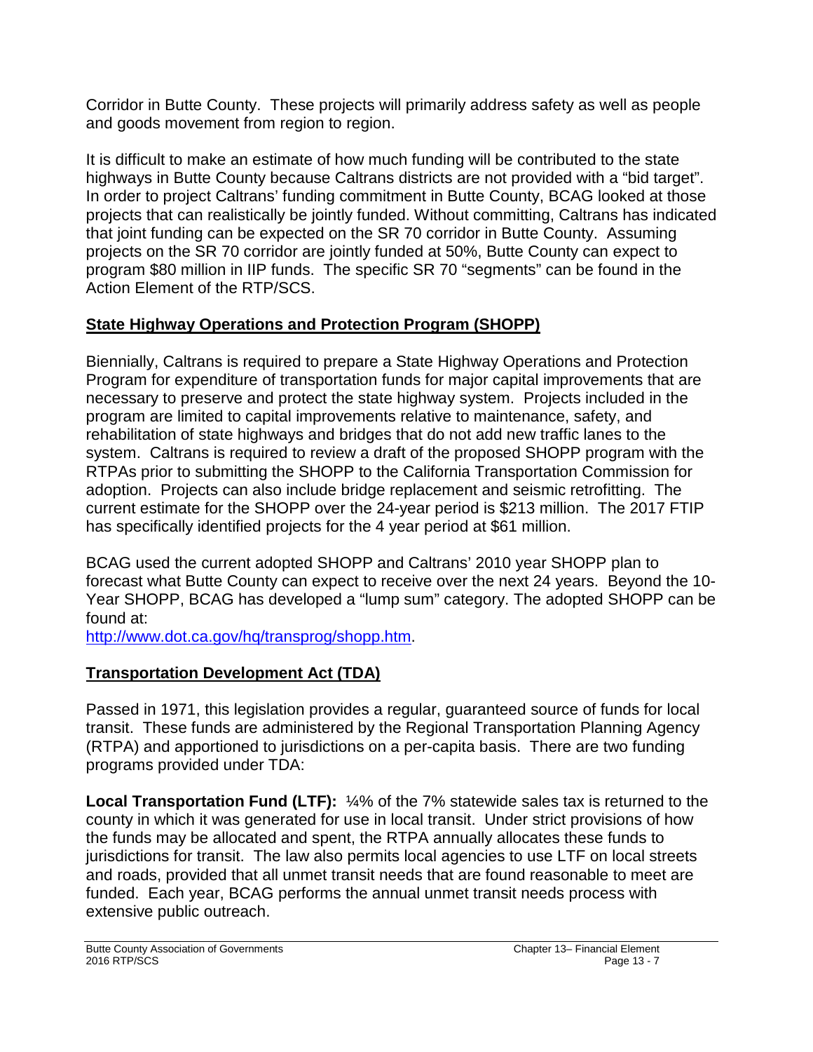Corridor in Butte County. These projects will primarily address safety as well as people and goods movement from region to region.

It is difficult to make an estimate of how much funding will be contributed to the state highways in Butte County because Caltrans districts are not provided with a "bid target". In order to project Caltrans' funding commitment in Butte County, BCAG looked at those projects that can realistically be jointly funded. Without committing, Caltrans has indicated that joint funding can be expected on the SR 70 corridor in Butte County. Assuming projects on the SR 70 corridor are jointly funded at 50%, Butte County can expect to program $80 million in IIP funds. The specific SR 70 "segments" can be found in the Action Element of the RTP/SCS.

## State Highway Operations and Protection Program (SHOPP)

Biennially, Caltrans is required to prepare a State Highway Operations and Protection Program for expenditure of transportation funds for major capital improvements that are necessary to preserve and protect the state highway system. Projects included in the program are limited to capital improvements relative to maintenance, safety, and rehabilitation of state highways and bridges that do not add new traffic lanes to the system. Caltrans is required to review a draft of the proposed SHOPP program with the RTPAs prior to submitting the SHOPP to the California Transportation Commission for adoption. Projects can also include bridge replacement and seismic retrofitting. The current estimate for the SHOPP over the 24-year period is $213 million. The 2017 FTIP has specifically identified projects for the 4 year period at $61 million.

BCAG used the current adopted SHOPP and Caltrans' 2010 year SHOPP plan to forecast what Butte County can expect to receive over the next 24 years. Beyond the 10-Year SHOPP, BCAG has developed a "lump sum" category. The adopted SHOPP can be found at:
http://www.dot.ca.gov/hq/transprog/shopp.htm.

## Transportation Development Act (TDA)

Passed in 1971, this legislation provides a regular, guaranteed source of funds for local transit. These funds are administered by the Regional Transportation Planning Agency (RTPA) and apportioned to jurisdictions on a per-capita basis. There are two funding programs provided under TDA:

**Local Transportation Fund (LTF):** ¼% of the 7% statewide sales tax is returned to the county in which it was generated for use in local transit. Under strict provisions of how the funds may be allocated and spent, the RTPA annually allocates these funds to jurisdictions for transit. The law also permits local agencies to use LTF on local streets and roads, provided that all unmet transit needs that are found reasonable to meet are funded. Each year, BCAG performs the annual unmet transit needs process with extensive public outreach.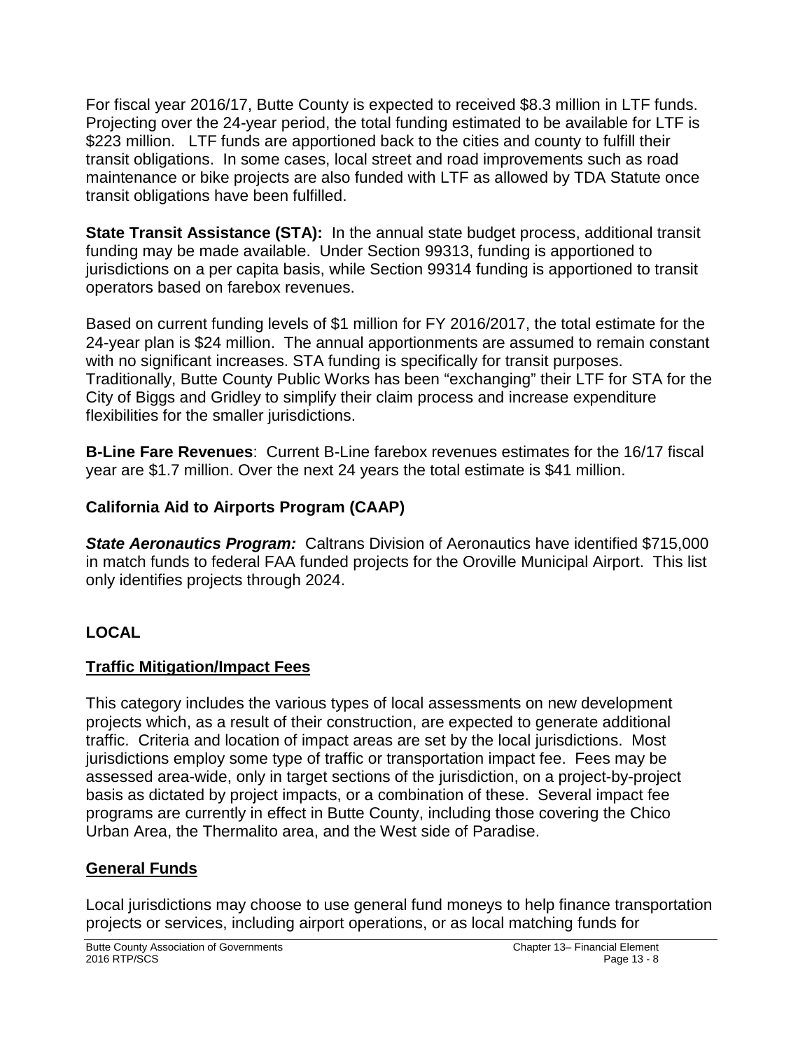For fiscal year 2016/17, Butte County is expected to received $8.3 million in LTF funds. Projecting over the 24-year period, the total funding estimated to be available for LTF is $223 million. LTF funds are apportioned back to the cities and county to fulfill their transit obligations. In some cases, local street and road improvements such as road maintenance or bike projects are also funded with LTF as allowed by TDA Statute once transit obligations have been fulfilled.

**State Transit Assistance (STA):** In the annual state budget process, additional transit funding may be made available. Under Section 99313, funding is apportioned to jurisdictions on a per capita basis, while Section 99314 funding is apportioned to transit operators based on farebox revenues.

Based on current funding levels of $1 million for FY 2016/2017, the total estimate for the 24-year plan is $24 million. The annual apportionments are assumed to remain constant with no significant increases. STA funding is specifically for transit purposes. Traditionally, Butte County Public Works has been "exchanging" their LTF for STA for the City of Biggs and Gridley to simplify their claim process and increase expenditure flexibilities for the smaller jurisdictions.

**B-Line Fare Revenues**: Current B-Line farebox revenues estimates for the 16/17 fiscal year are $1.7 million. Over the next 24 years the total estimate is $41 million.

### California Aid to Airports Program (CAAP)

***State Aeronautics Program:*** Caltrans Division of Aeronautics have identified $715,000 in match funds to federal FAA funded projects for the Oroville Municipal Airport. This list only identifies projects through 2024.

## LOCAL

### Traffic Mitigation/Impact Fees

This category includes the various types of local assessments on new development projects which, as a result of their construction, are expected to generate additional traffic. Criteria and location of impact areas are set by the local jurisdictions. Most jurisdictions employ some type of traffic or transportation impact fee. Fees may be assessed area-wide, only in target sections of the jurisdiction, on a project-by-project basis as dictated by project impacts, or a combination of these. Several impact fee programs are currently in effect in Butte County, including those covering the Chico Urban Area, the Thermalito area, and the West side of Paradise.

### General Funds

Local jurisdictions may choose to use general fund moneys to help finance transportation projects or services, including airport operations, or as local matching funds for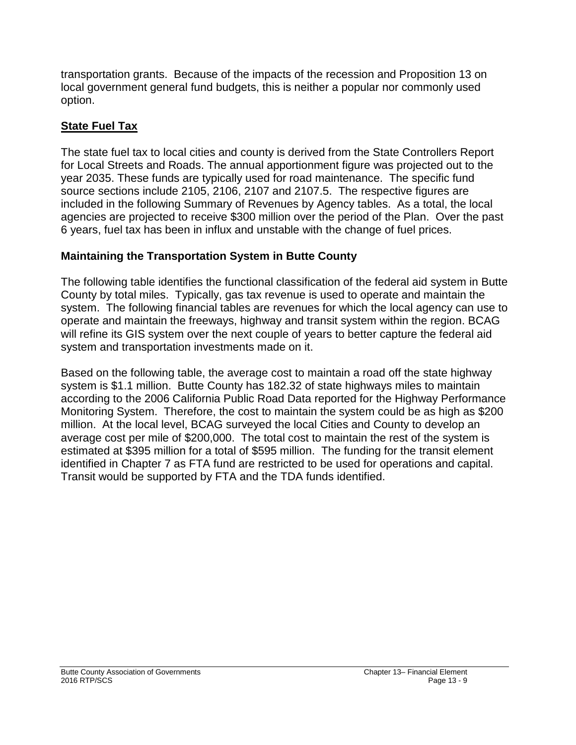transportation grants. Because of the impacts of the recession and Proposition 13 on local government general fund budgets, this is neither a popular nor commonly used option.

## State Fuel Tax

The state fuel tax to local cities and county is derived from the State Controllers Report for Local Streets and Roads. The annual apportionment figure was projected out to the year 2035. These funds are typically used for road maintenance. The specific fund source sections include 2105, 2106, 2107 and 2107.5. The respective figures are included in the following Summary of Revenues by Agency tables. As a total, the local agencies are projected to receive $300 million over the period of the Plan. Over the past 6 years, fuel tax has been in influx and unstable with the change of fuel prices.

### Maintaining the Transportation System in Butte County

The following table identifies the functional classification of the federal aid system in Butte County by total miles. Typically, gas tax revenue is used to operate and maintain the system. The following financial tables are revenues for which the local agency can use to operate and maintain the freeways, highway and transit system within the region. BCAG will refine its GIS system over the next couple of years to better capture the federal aid system and transportation investments made on it.

Based on the following table, the average cost to maintain a road off the state highway system is $1.1 million. Butte County has 182.32 of state highways miles to maintain according to the 2006 California Public Road Data reported for the Highway Performance Monitoring System. Therefore, the cost to maintain the system could be as high as $200 million. At the local level, BCAG surveyed the local Cities and County to develop an average cost per mile of $200,000. The total cost to maintain the rest of the system is estimated at $395 million for a total of $595 million. The funding for the transit element identified in Chapter 7 as FTA fund are restricted to be used for operations and capital. Transit would be supported by FTA and the TDA funds identified.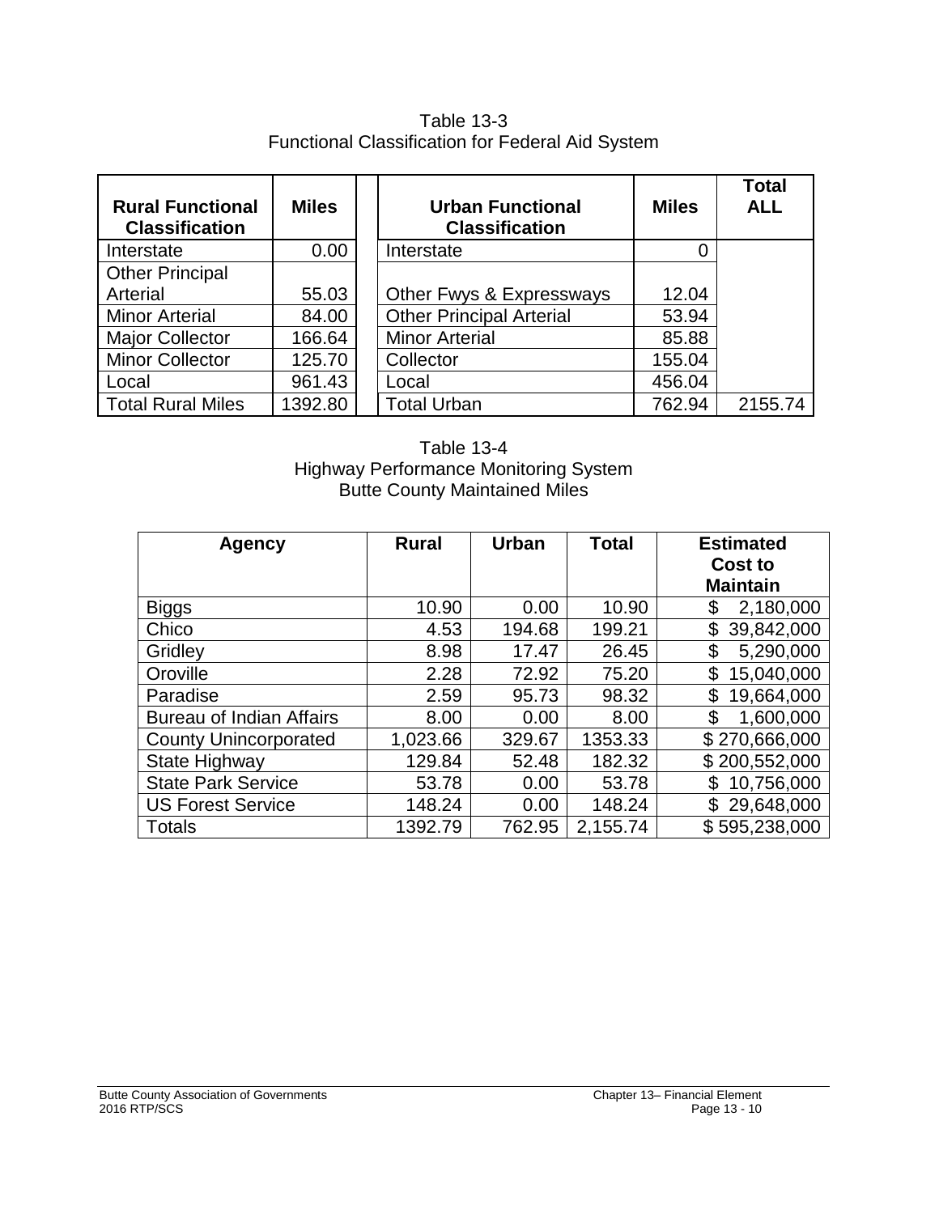Table 13-3
Functional Classification for Federal Aid System

| Rural Functional Classification | Miles | | Urban Functional Classification | Miles | Total ALL |
|---|---|---|---|---|---|
| Interstate | 0.00 | | Interstate | 0 | |
| Other Principal Arterial | 55.03 | | Other Fwys & Expressways | 12.04 | |
| Minor Arterial | 84.00 | | Other Principal Arterial | 53.94 | |
| Major Collector | 166.64 | | Minor Arterial | 85.88 | |
| Minor Collector | 125.70 | | Collector | 155.04 | |
| Local | 961.43 | | Local | 456.04 | |
| Total Rural Miles | 1392.80 | | Total Urban | 762.94 | 2155.74 |

Table 13-4
Highway Performance Monitoring System
Butte County Maintained Miles

| Agency | Rural | Urban | Total | Estimated Cost to Maintain |
|---|---|---|---|---|
| Biggs | 10.90 | 0.00 | 10.90 | $ 2,180,000 |
| Chico | 4.53 | 194.68 | 199.21 | $ 39,842,000 |
| Gridley | 8.98 | 17.47 | 26.45 | $ 5,290,000 |
| Oroville | 2.28 | 72.92 | 75.20 | $ 15,040,000 |
| Paradise | 2.59 | 95.73 | 98.32 | $ 19,664,000 |
| Bureau of Indian Affairs | 8.00 | 0.00 | 8.00 | $ 1,600,000 |
| County Unincorporated | 1,023.66 | 329.67 | 1353.33 | $ 270,666,000 |
| State Highway | 129.84 | 52.48 | 182.32 | $ 200,552,000 |
| State Park Service | 53.78 | 0.00 | 53.78 | $ 10,756,000 |
| US Forest Service | 148.24 | 0.00 | 148.24 | $ 29,648,000 |
| Totals | 1392.79 | 762.95 | 2,155.74 | $ 595,238,000 |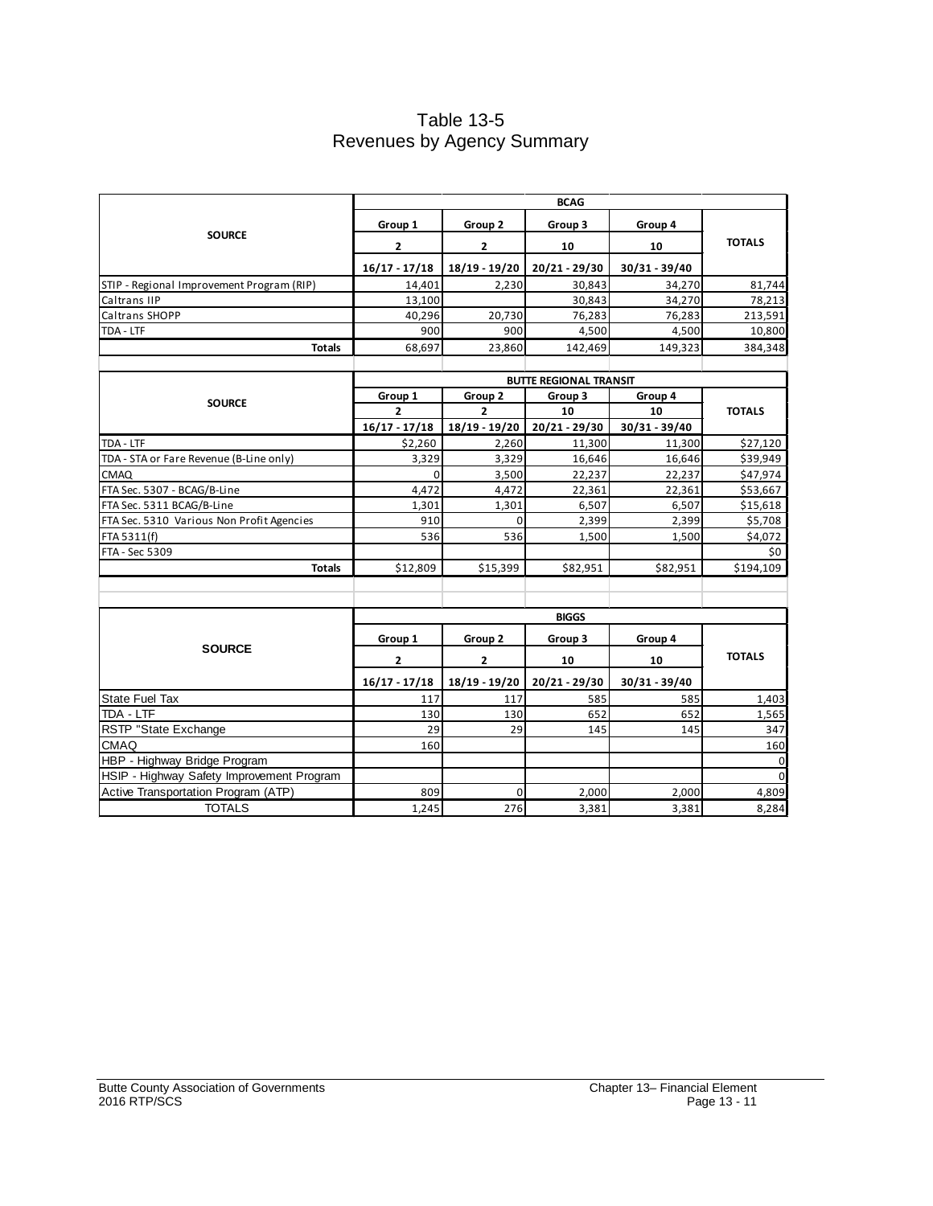# Table 13-5
## Revenues by Agency Summary

| SOURCE | BCAG | | | | TOTALS |
|---|---|---|---|---|---|
| | Group 1 | Group 2 | Group 3 | Group 4 | |
| | 2 | 2 | 10 | 10 | |
| | 16/17 - 17/18 | 18/19 - 19/20 | 20/21 - 29/30 | 30/31 - 39/40 | |
| STIP - Regional Improvement Program (RIP) | 14,401 | 2,230 | 30,843 | 34,270 | 81,744 |
| Caltrans IIP | 13,100 | | 30,843 | 34,270 | 78,213 |
| Caltrans SHOPP | 40,296 | 20,730 | 76,283 | 76,283 | 213,591 |
| TDA - LTF | 900 | 900 | 4,500 | 4,500 | 10,800 |
| **Totals** | 68,697 | 23,860 | 142,469 | 149,323 | 384,348 |

| SOURCE | BUTTE REGIONAL TRANSIT | | | | TOTALS |
|---|---|---|---|---|---|
| | Group 1 | Group 2 | Group 3 | Group 4 | |
| | 2 | 2 | 10 | 10 | |
| | 16/17 - 17/18 | 18/19 - 19/20 | 20/21 - 29/30 | 30/31 - 39/40 | |
| TDA - LTF | $2,260 | 2,260 | 11,300 | 11,300 | $27,120 |
| TDA - STA or Fare Revenue (B-Line only) | 3,329 | 3,329 | 16,646 | 16,646 | $39,949 |
| CMAQ | 0 | 3,500 | 22,237 | 22,237 | $47,974 |
| FTA Sec. 5307 - BCAG/B-Line | 4,472 | 4,472 | 22,361 | 22,361 | $53,667 |
| FTA Sec. 5311 BCAG/B-Line | 1,301 | 1,301 | 6,507 | 6,507 | $15,618 |
| FTA Sec. 5310 Various Non Profit Agencies | 910 | 0 | 2,399 | 2,399 | $5,708 |
| FTA 5311(f) | 536 | 536 | 1,500 | 1,500 | $4,072 |
| FTA - Sec 5309 | | | | | $0 |
| **Totals** | $12,809 | $15,399 | $82,951 | $82,951 | $194,109 |

| SOURCE | BIGGS | | | | TOTALS |
|---|---|---|---|---|---|
| | Group 1 | Group 2 | Group 3 | Group 4 | |
| | 2 | 2 | 10 | 10 | |
| | 16/17 - 17/18 | 18/19 - 19/20 | 20/21 - 29/30 | 30/31 - 39/40 | |
| State Fuel Tax | 117 | 117 | 585 | 585 | 1,403 |
| TDA - LTF | 130 | 130 | 652 | 652 | 1,565 |
| RSTP "State Exchange | 29 | 29 | 145 | 145 | 347 |
| CMAQ | 160 | | | | 160 |
| HBP - Highway Bridge Program | | | | | 0 |
| HSIP - Highway Safety Improvement Program | | | | | 0 |
| Active Transportation Program (ATP) | 809 | 0 | 2,000 | 2,000 | 4,809 |
| TOTALS | 1,245 | 276 | 3,381 | 3,381 | 8,284 |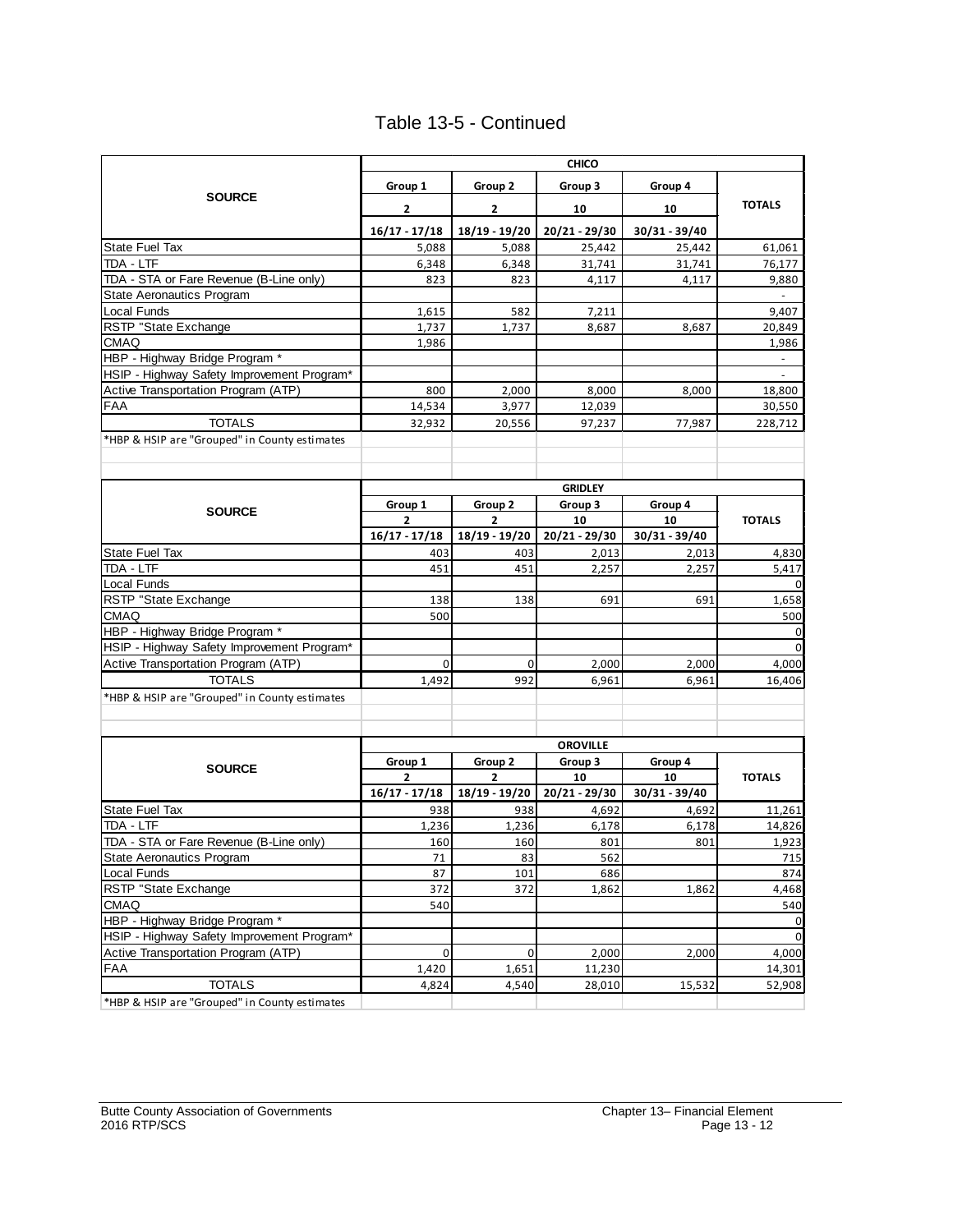# Table 13-5 - Continued

| SOURCE | CHICO | | | | TOTALS |
|---|---|---|---|---|---|
| | Group 1 | Group 2 | Group 3 | Group 4 | |
| | 2 | 2 | 10 | 10 | |
| | 16/17 - 17/18 | 18/19 - 19/20 | 20/21 - 29/30 | 30/31 - 39/40 | |
| State Fuel Tax | 5,088 | 5,088 | 25,442 | 25,442 | 61,061 |
| TDA - LTF | 6,348 | 6,348 | 31,741 | 31,741 | 76,177 |
| TDA - STA or Fare Revenue (B-Line only) | 823 | 823 | 4,117 | 4,117 | 9,880 |
| State Aeronautics Program | | | | | - |
| Local Funds | 1,615 | 582 | 7,211 | | 9,407 |
| RSTP "State Exchange | 1,737 | 1,737 | 8,687 | 8,687 | 20,849 |
| CMAQ | 1,986 | | | | 1,986 |
| HBP - Highway Bridge Program * | | | | | - |
| HSIP - Highway Safety Improvement Program* | | | | | - |
| Active Transportation Program (ATP) | 800 | 2,000 | 8,000 | 8,000 | 18,800 |
| FAA | 14,534 | 3,977 | 12,039 | | 30,550 |
| TOTALS | 32,932 | 20,556 | 97,237 | 77,987 | 228,712 |

*HBP & HSIP are "Grouped" in County estimates

| SOURCE | GRIDLEY | | | | TOTALS |
|---|---|---|---|---|---|
| | Group 1 | Group 2 | Group 3 | Group 4 | |
| | 2 | 2 | 10 | 10 | |
| | 16/17 - 17/18 | 18/19 - 19/20 | 20/21 - 29/30 | 30/31 - 39/40 | |
| State Fuel Tax | 403 | 403 | 2,013 | 2,013 | 4,830 |
| TDA - LTF | 451 | 451 | 2,257 | 2,257 | 5,417 |
| Local Funds | | | | | 0 |
| RSTP "State Exchange | 138 | 138 | 691 | 691 | 1,658 |
| CMAQ | 500 | | | | 500 |
| HBP - Highway Bridge Program * | | | | | 0 |
| HSIP - Highway Safety Improvement Program* | | | | | 0 |
| Active Transportation Program (ATP) | 0 | 0 | 2,000 | 2,000 | 4,000 |
| TOTALS | 1,492 | 992 | 6,961 | 6,961 | 16,406 |

*HBP & HSIP are "Grouped" in County estimates

| SOURCE | OROVILLE | | | | TOTALS |
|---|---|---|---|---|---|
| | Group 1 | Group 2 | Group 3 | Group 4 | |
| | 2 | 2 | 10 | 10 | |
| | 16/17 - 17/18 | 18/19 - 19/20 | 20/21 - 29/30 | 30/31 - 39/40 | |
| State Fuel Tax | 938 | 938 | 4,692 | 4,692 | 11,261 |
| TDA - LTF | 1,236 | 1,236 | 6,178 | 6,178 | 14,826 |
| TDA - STA or Fare Revenue (B-Line only) | 160 | 160 | 801 | 801 | 1,923 |
| State Aeronautics Program | 71 | 83 | 562 | | 715 |
| Local Funds | 87 | 101 | 686 | | 874 |
| RSTP "State Exchange | 372 | 372 | 1,862 | 1,862 | 4,468 |
| CMAQ | 540 | | | | 540 |
| HBP - Highway Bridge Program * | | | | | 0 |
| HSIP - Highway Safety Improvement Program* | | | | | 0 |
| Active Transportation Program (ATP) | 0 | 0 | 2,000 | 2,000 | 4,000 |
| FAA | 1,420 | 1,651 | 11,230 | | 14,301 |
| TOTALS | 4,824 | 4,540 | 28,010 | 15,532 | 52,908 |

*HBP & HSIP are "Grouped" in County estimates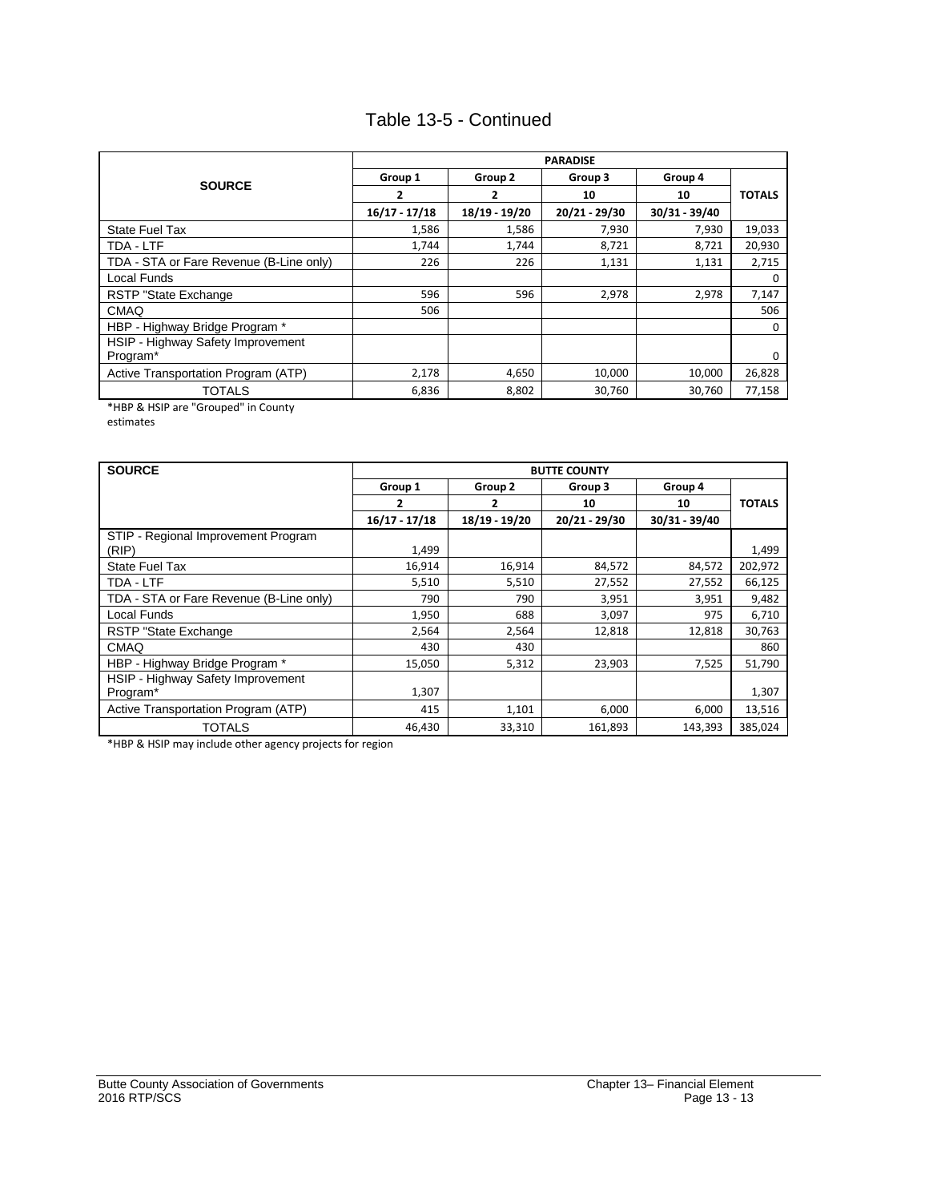# Table 13-5 - Continued

| SOURCE | PARADISE | | | | |
|---|---|---|---|---|---|
| | Group 1 | Group 2 | Group 3 | Group 4 | |
| | 2 | 2 | 10 | 10 | TOTALS |
| | 16/17 - 17/18 | 18/19 - 19/20 | 20/21 - 29/30 | 30/31 - 39/40 | |
| State Fuel Tax | 1,586 | 1,586 | 7,930 | 7,930 | 19,033 |
| TDA - LTF | 1,744 | 1,744 | 8,721 | 8,721 | 20,930 |
| TDA - STA or Fare Revenue (B-Line only) | 226 | 226 | 1,131 | 1,131 | 2,715 |
| Local Funds | | | | | 0 |
| RSTP "State Exchange | 596 | 596 | 2,978 | 2,978 | 7,147 |
| CMAQ | 506 | | | | 506 |
| HBP - Highway Bridge Program * | | | | | 0 |
| HSIP - Highway Safety Improvement Program* | | | | | 0 |
| Active Transportation Program (ATP) | 2,178 | 4,650 | 10,000 | 10,000 | 26,828 |
| TOTALS | 6,836 | 8,802 | 30,760 | 30,760 | 77,158 |

*HBP & HSIP are "Grouped" in County estimates

| SOURCE | BUTTE COUNTY | | | | |
|---|---|---|---|---|---|
| | Group 1 | Group 2 | Group 3 | Group 4 | |
| | 2 | 2 | 10 | 10 | TOTALS |
| | 16/17 - 17/18 | 18/19 - 19/20 | 20/21 - 29/30 | 30/31 - 39/40 | |
| STIP - Regional Improvement Program (RIP) | 1,499 | | | | 1,499 |
| State Fuel Tax | 16,914 | 16,914 | 84,572 | 84,572 | 202,972 |
| TDA - LTF | 5,510 | 5,510 | 27,552 | 27,552 | 66,125 |
| TDA - STA or Fare Revenue (B-Line only) | 790 | 790 | 3,951 | 3,951 | 9,482 |
| Local Funds | 1,950 | 688 | 3,097 | 975 | 6,710 |
| RSTP "State Exchange | 2,564 | 2,564 | 12,818 | 12,818 | 30,763 |
| CMAQ | 430 | 430 | | | 860 |
| HBP - Highway Bridge Program * | 15,050 | 5,312 | 23,903 | 7,525 | 51,790 |
| HSIP - Highway Safety Improvement Program* | 1,307 | | | | 1,307 |
| Active Transportation Program (ATP) | 415 | 1,101 | 6,000 | 6,000 | 13,516 |
| TOTALS | 46,430 | 33,310 | 161,893 | 143,393 | 385,024 |

*HBP & HSIP may include other agency projects for region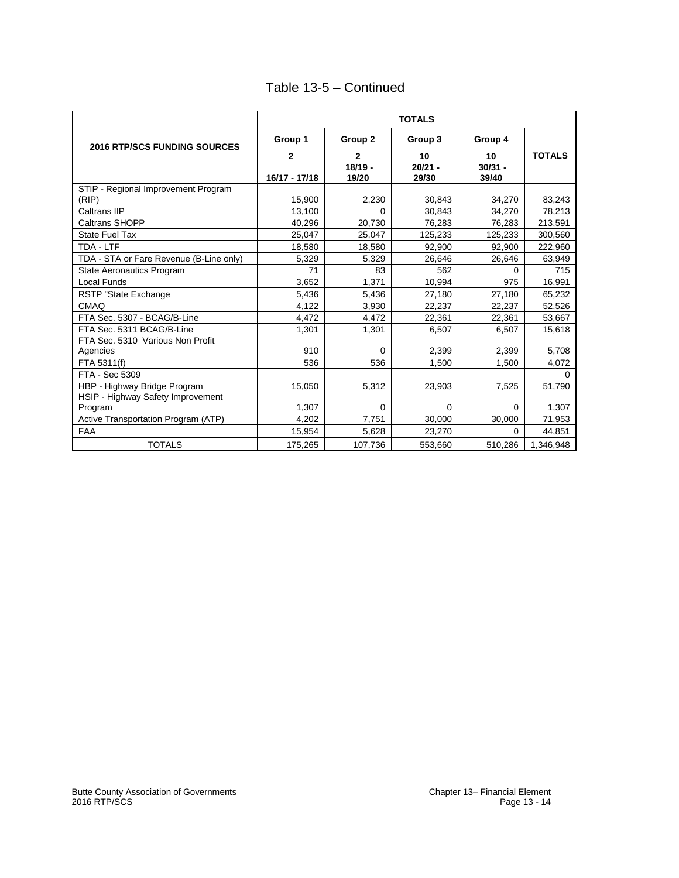# Table 13-5 – Continued

| 2016 RTP/SCS FUNDING SOURCES | TOTALS | | | | |
|---|---|---|---|---|---|
| | Group 1 | Group 2 | Group 3 | Group 4 | TOTALS |
| | 2 | 2 | 10 | 10 | |
| | 16/17 - 17/18 | 18/19 - 19/20 | 20/21 - 29/30 | 30/31 - 39/40 | |
| STIP - Regional Improvement Program (RIP) | 15,900 | 2,230 | 30,843 | 34,270 | 83,243 |
| Caltrans IIP | 13,100 | 0 | 30,843 | 34,270 | 78,213 |
| Caltrans SHOPP | 40,296 | 20,730 | 76,283 | 76,283 | 213,591 |
| State Fuel Tax | 25,047 | 25,047 | 125,233 | 125,233 | 300,560 |
| TDA - LTF | 18,580 | 18,580 | 92,900 | 92,900 | 222,960 |
| TDA - STA or Fare Revenue (B-Line only) | 5,329 | 5,329 | 26,646 | 26,646 | 63,949 |
| State Aeronautics Program | 71 | 83 | 562 | 0 | 715 |
| Local Funds | 3,652 | 1,371 | 10,994 | 975 | 16,991 |
| RSTP "State Exchange | 5,436 | 5,436 | 27,180 | 27,180 | 65,232 |
| CMAQ | 4,122 | 3,930 | 22,237 | 22,237 | 52,526 |
| FTA Sec. 5307 - BCAG/B-Line | 4,472 | 4,472 | 22,361 | 22,361 | 53,667 |
| FTA Sec. 5311 BCAG/B-Line | 1,301 | 1,301 | 6,507 | 6,507 | 15,618 |
| FTA Sec. 5310 Various Non Profit Agencies | 910 | 0 | 2,399 | 2,399 | 5,708 |
| FTA 5311(f) | 536 | 536 | 1,500 | 1,500 | 4,072 |
| FTA - Sec 5309 | | | | | 0 |
| HBP - Highway Bridge Program | 15,050 | 5,312 | 23,903 | 7,525 | 51,790 |
| HSIP - Highway Safety Improvement Program | 1,307 | 0 | 0 | 0 | 1,307 |
| Active Transportation Program (ATP) | 4,202 | 7,751 | 30,000 | 30,000 | 71,953 |
| FAA | 15,954 | 5,628 | 23,270 | 0 | 44,851 |
| TOTALS | 175,265 | 107,736 | 553,660 | 510,286 | 1,346,948 |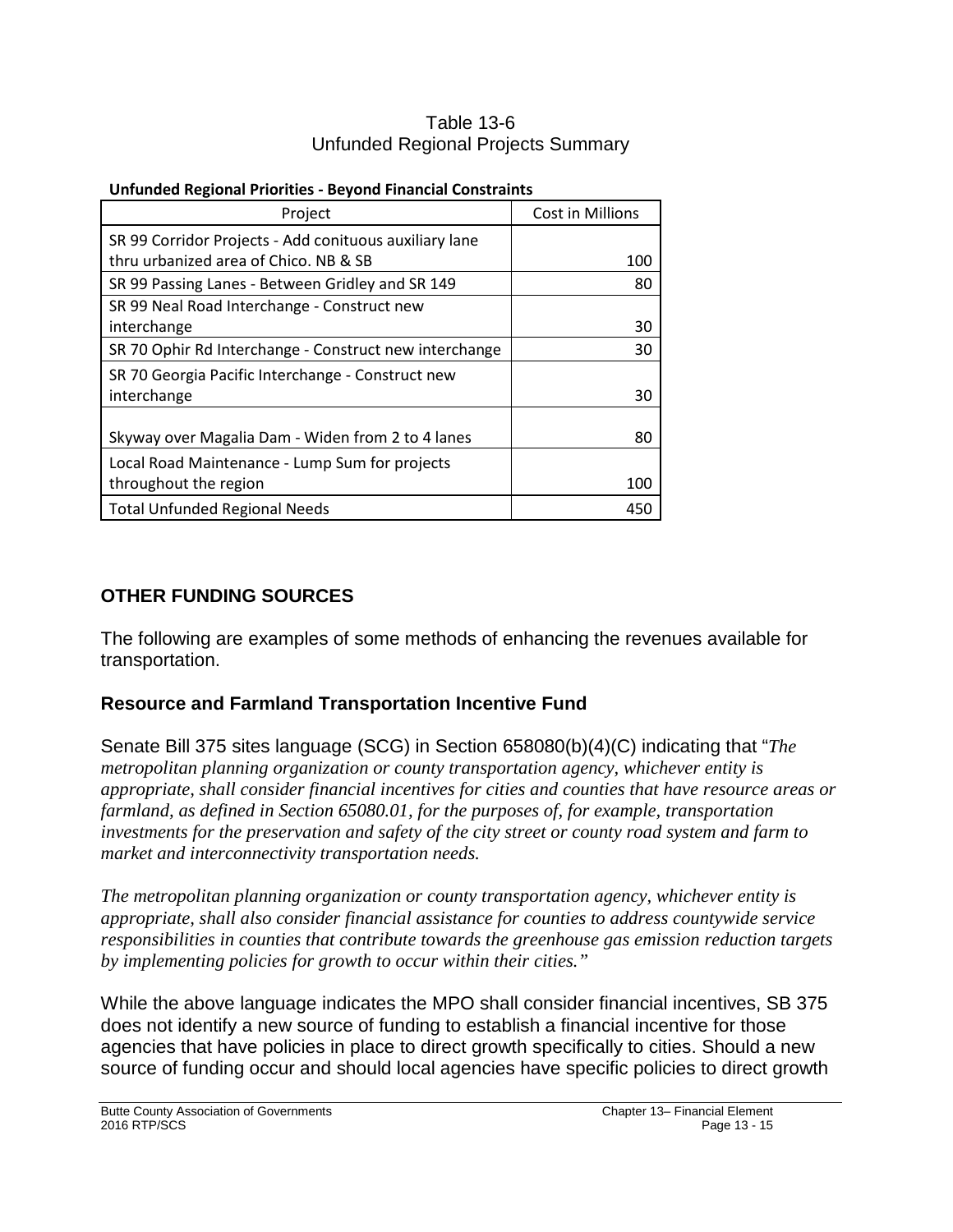Table 13-6
Unfunded Regional Projects Summary

**Unfunded Regional Priorities - Beyond Financial Constraints**

| Project | Cost in Millions |
|---|---|
| SR 99 Corridor Projects - Add conituous auxiliary lane thru urbanized area of Chico. NB & SB | 100 |
| SR 99 Passing Lanes - Between Gridley and SR 149 | 80 |
| SR 99 Neal Road Interchange - Construct new interchange | 30 |
| SR 70 Ophir Rd Interchange - Construct new interchange | 30 |
| SR 70 Georgia Pacific Interchange - Construct new interchange | 30 |
| Skyway over Magalia Dam - Widen from 2 to 4 lanes | 80 |
| Local Road Maintenance - Lump Sum for projects throughout the region | 100 |
| Total Unfunded Regional Needs | 450 |

## OTHER FUNDING SOURCES

The following are examples of some methods of enhancing the revenues available for transportation.

### Resource and Farmland Transportation Incentive Fund

Senate Bill 375 sites language (SCG) in Section 658080(b)(4)(C) indicating that "*The metropolitan planning organization or county transportation agency, whichever entity is appropriate, shall consider financial incentives for cities and counties that have resource areas or farmland, as defined in Section 65080.01, for the purposes of, for example, transportation investments for the preservation and safety of the city street or county road system and farm to market and interconnectivity transportation needs.*

*The metropolitan planning organization or county transportation agency, whichever entity is appropriate, shall also consider financial assistance for counties to address countywide service responsibilities in counties that contribute towards the greenhouse gas emission reduction targets by implementing policies for growth to occur within their cities."*

While the above language indicates the MPO shall consider financial incentives, SB 375 does not identify a new source of funding to establish a financial incentive for those agencies that have policies in place to direct growth specifically to cities. Should a new source of funding occur and should local agencies have specific policies to direct growth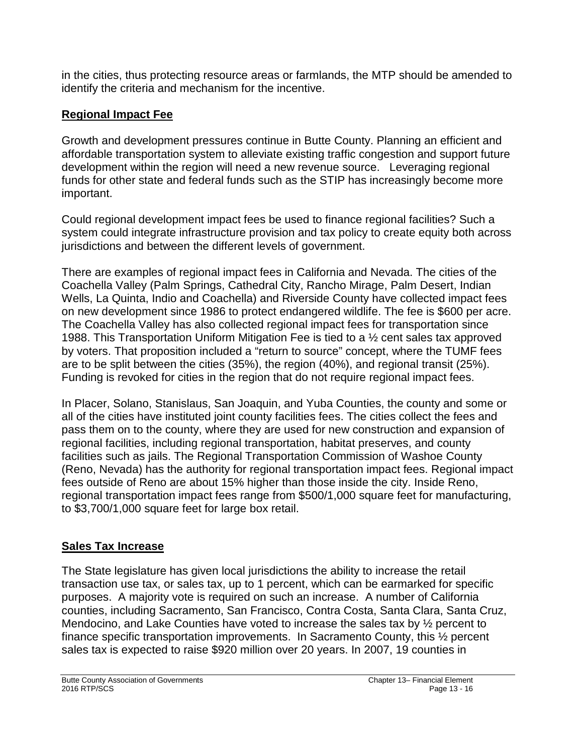in the cities, thus protecting resource areas or farmlands, the MTP should be amended to identify the criteria and mechanism for the incentive.

## Regional Impact Fee

Growth and development pressures continue in Butte County. Planning an efficient and affordable transportation system to alleviate existing traffic congestion and support future development within the region will need a new revenue source. Leveraging regional funds for other state and federal funds such as the STIP has increasingly become more important.

Could regional development impact fees be used to finance regional facilities? Such a system could integrate infrastructure provision and tax policy to create equity both across jurisdictions and between the different levels of government.

There are examples of regional impact fees in California and Nevada. The cities of the Coachella Valley (Palm Springs, Cathedral City, Rancho Mirage, Palm Desert, Indian Wells, La Quinta, Indio and Coachella) and Riverside County have collected impact fees on new development since 1986 to protect endangered wildlife. The fee is $600 per acre. The Coachella Valley has also collected regional impact fees for transportation since 1988. This Transportation Uniform Mitigation Fee is tied to a ½ cent sales tax approved by voters. That proposition included a "return to source" concept, where the TUMF fees are to be split between the cities (35%), the region (40%), and regional transit (25%). Funding is revoked for cities in the region that do not require regional impact fees.

In Placer, Solano, Stanislaus, San Joaquin, and Yuba Counties, the county and some or all of the cities have instituted joint county facilities fees. The cities collect the fees and pass them on to the county, where they are used for new construction and expansion of regional facilities, including regional transportation, habitat preserves, and county facilities such as jails. The Regional Transportation Commission of Washoe County (Reno, Nevada) has the authority for regional transportation impact fees. Regional impact fees outside of Reno are about 15% higher than those inside the city. Inside Reno, regional transportation impact fees range from $500/1,000 square feet for manufacturing, to $3,700/1,000 square feet for large box retail.

## Sales Tax Increase

The State legislature has given local jurisdictions the ability to increase the retail transaction use tax, or sales tax, up to 1 percent, which can be earmarked for specific purposes. A majority vote is required on such an increase. A number of California counties, including Sacramento, San Francisco, Contra Costa, Santa Clara, Santa Cruz, Mendocino, and Lake Counties have voted to increase the sales tax by ½ percent to finance specific transportation improvements. In Sacramento County, this ½ percent sales tax is expected to raise $920 million over 20 years. In 2007, 19 counties in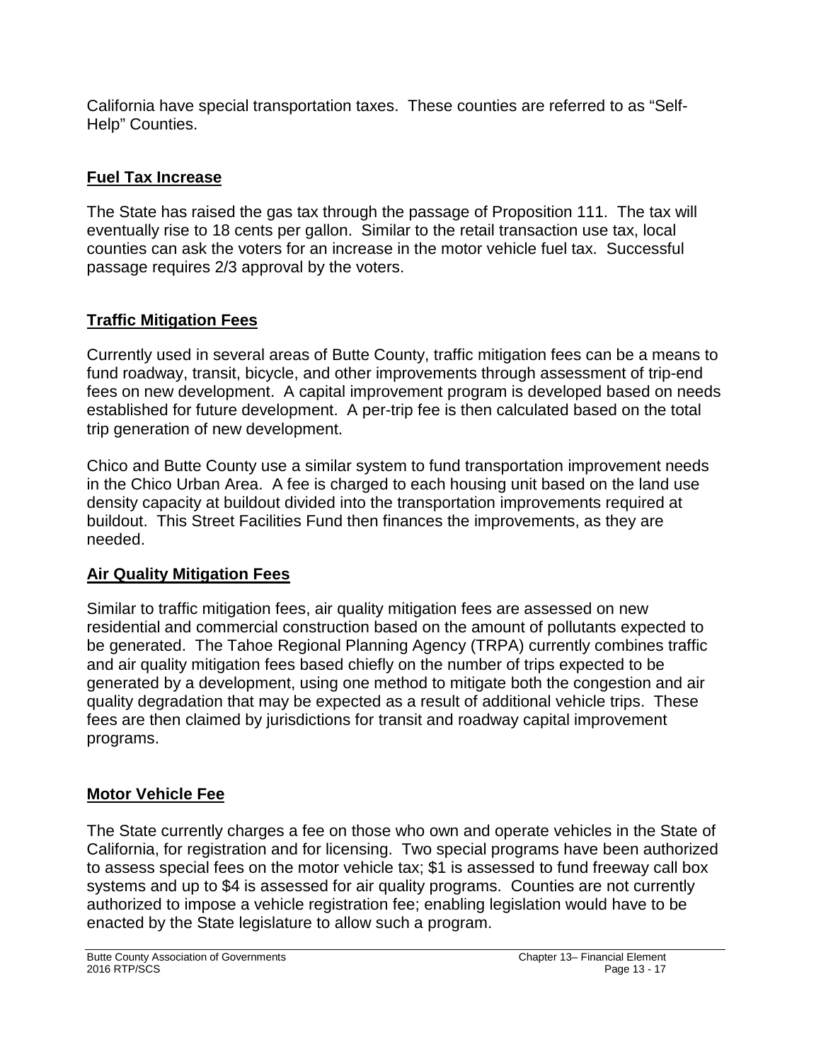California have special transportation taxes. These counties are referred to as "Self-Help" Counties.

## Fuel Tax Increase

The State has raised the gas tax through the passage of Proposition 111. The tax will eventually rise to 18 cents per gallon. Similar to the retail transaction use tax, local counties can ask the voters for an increase in the motor vehicle fuel tax. Successful passage requires 2/3 approval by the voters.

## Traffic Mitigation Fees

Currently used in several areas of Butte County, traffic mitigation fees can be a means to fund roadway, transit, bicycle, and other improvements through assessment of trip-end fees on new development. A capital improvement program is developed based on needs established for future development. A per-trip fee is then calculated based on the total trip generation of new development.

Chico and Butte County use a similar system to fund transportation improvement needs in the Chico Urban Area. A fee is charged to each housing unit based on the land use density capacity at buildout divided into the transportation improvements required at buildout. This Street Facilities Fund then finances the improvements, as they are needed.

## Air Quality Mitigation Fees

Similar to traffic mitigation fees, air quality mitigation fees are assessed on new residential and commercial construction based on the amount of pollutants expected to be generated. The Tahoe Regional Planning Agency (TRPA) currently combines traffic and air quality mitigation fees based chiefly on the number of trips expected to be generated by a development, using one method to mitigate both the congestion and air quality degradation that may be expected as a result of additional vehicle trips. These fees are then claimed by jurisdictions for transit and roadway capital improvement programs.

## Motor Vehicle Fee

The State currently charges a fee on those who own and operate vehicles in the State of California, for registration and for licensing. Two special programs have been authorized to assess special fees on the motor vehicle tax; $1 is assessed to fund freeway call box systems and up to $4 is assessed for air quality programs. Counties are not currently authorized to impose a vehicle registration fee; enabling legislation would have to be enacted by the State legislature to allow such a program.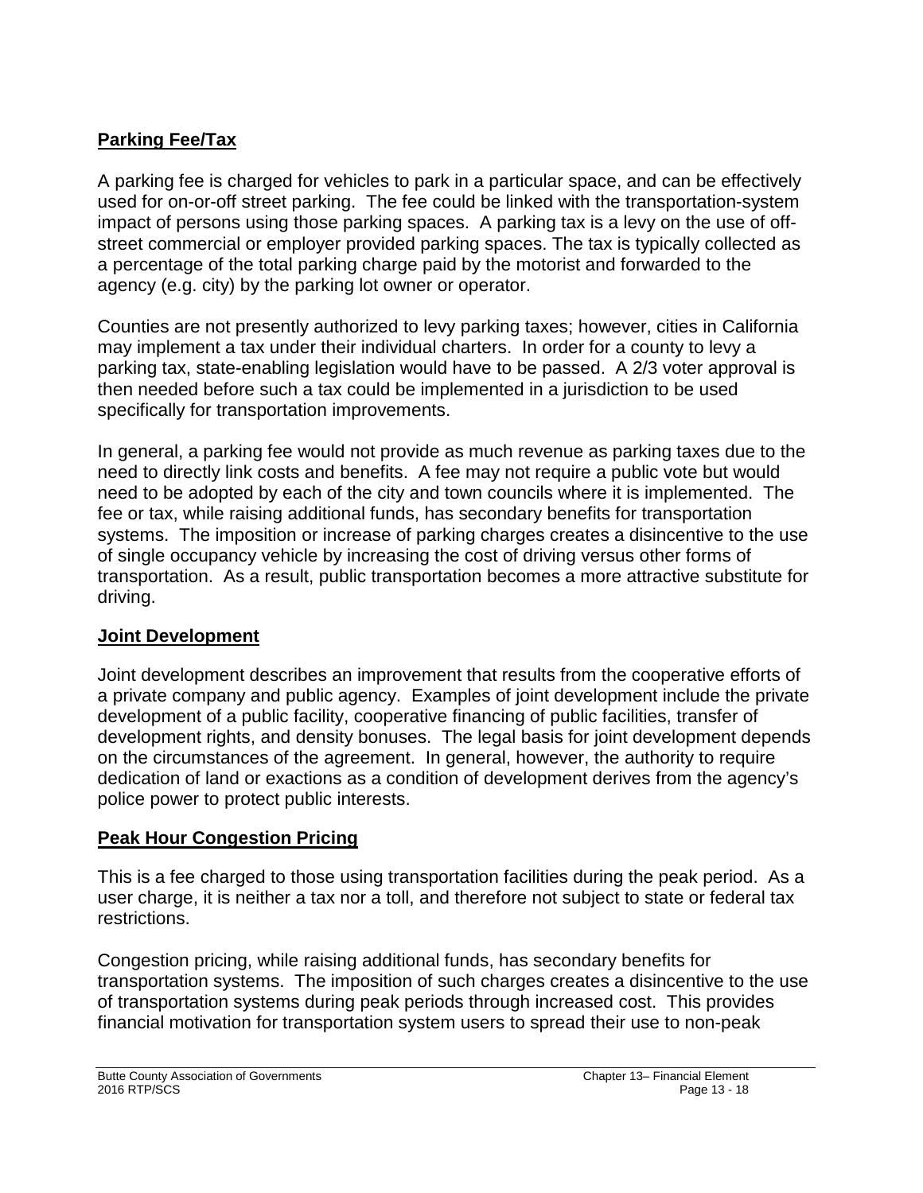## Parking Fee/Tax

A parking fee is charged for vehicles to park in a particular space, and can be effectively used for on-or-off street parking. The fee could be linked with the transportation-system impact of persons using those parking spaces. A parking tax is a levy on the use of off-street commercial or employer provided parking spaces. The tax is typically collected as a percentage of the total parking charge paid by the motorist and forwarded to the agency (e.g. city) by the parking lot owner or operator.

Counties are not presently authorized to levy parking taxes; however, cities in California may implement a tax under their individual charters. In order for a county to levy a parking tax, state-enabling legislation would have to be passed. A 2/3 voter approval is then needed before such a tax could be implemented in a jurisdiction to be used specifically for transportation improvements.

In general, a parking fee would not provide as much revenue as parking taxes due to the need to directly link costs and benefits. A fee may not require a public vote but would need to be adopted by each of the city and town councils where it is implemented. The fee or tax, while raising additional funds, has secondary benefits for transportation systems. The imposition or increase of parking charges creates a disincentive to the use of single occupancy vehicle by increasing the cost of driving versus other forms of transportation. As a result, public transportation becomes a more attractive substitute for driving.

## Joint Development

Joint development describes an improvement that results from the cooperative efforts of a private company and public agency. Examples of joint development include the private development of a public facility, cooperative financing of public facilities, transfer of development rights, and density bonuses. The legal basis for joint development depends on the circumstances of the agreement. In general, however, the authority to require dedication of land or exactions as a condition of development derives from the agency's police power to protect public interests.

## Peak Hour Congestion Pricing

This is a fee charged to those using transportation facilities during the peak period. As a user charge, it is neither a tax nor a toll, and therefore not subject to state or federal tax restrictions.

Congestion pricing, while raising additional funds, has secondary benefits for transportation systems. The imposition of such charges creates a disincentive to the use of transportation systems during peak periods through increased cost. This provides financial motivation for transportation system users to spread their use to non-peak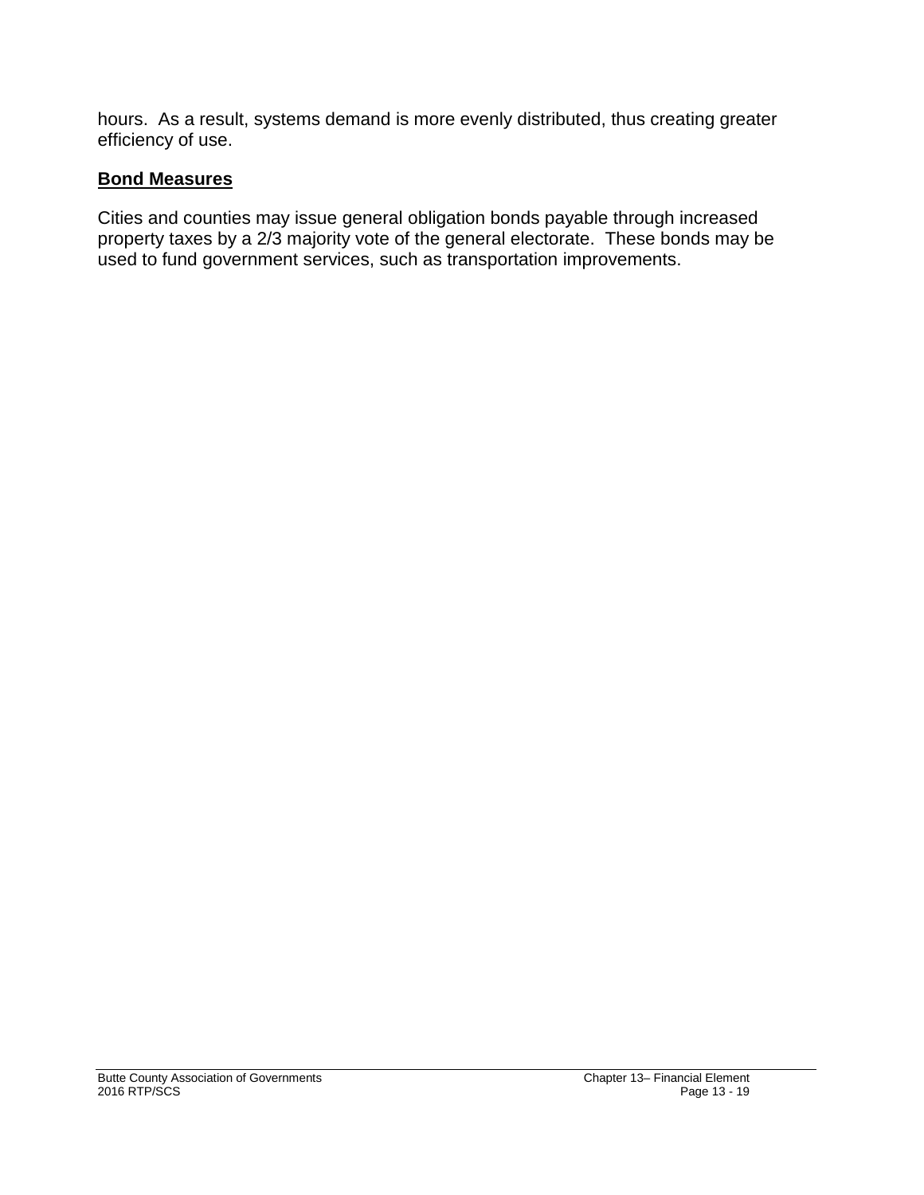hours. As a result, systems demand is more evenly distributed, thus creating greater efficiency of use.

## Bond Measures

Cities and counties may issue general obligation bonds payable through increased property taxes by a 2/3 majority vote of the general electorate. These bonds may be used to fund government services, such as transportation improvements.